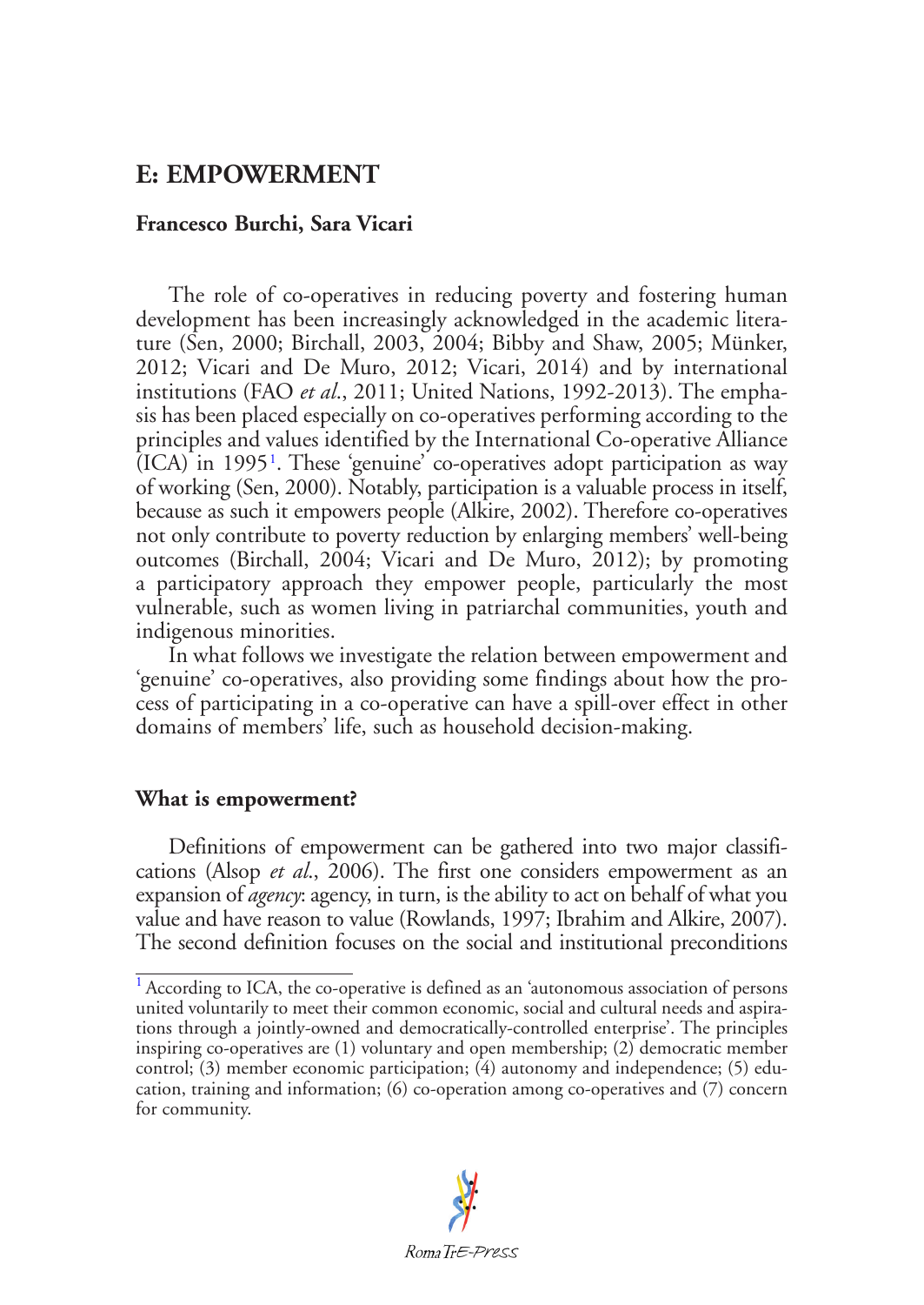# E: EMPOWERMENT

**Francesco Burchi, Sara Vicari**

The role of co-operatives in reducing poverty and fostering human development has been increasingly acknowledged in the academic literature (Sen, 2000; Birchall, 2003, 2004; Bibby and Shaw, 2005; Münker, 2012; Vicari and De Muro, 2012; Vicari, 2014) and by international institutions (FAO *et al.*, 2011; United Nations, 1992-2013). The emphasis has been placed especially on co-operatives performing according to the principles and values identified by the International Co-operative Alliance (ICA) in 1995[1]. These 'genuine' co-operatives adopt participation as way of working (Sen, 2000). Notably, participation is a valuable process in itself, because as such it empowers people (Alkire, 2002). Therefore co-operatives not only contribute to poverty reduction by enlarging members' well-being outcomes (Birchall, 2004; Vicari and De Muro, 2012); by promoting a participatory approach they empower people, particularly the most vulnerable, such as women living in patriarchal communities, youth and indigenous minorities.

In what follows we investigate the relation between empowerment and 'genuine' co-operatives, also providing some findings about how the process of participating in a co-operative can have a spill-over effect in other domains of members' life, such as household decision-making.

## What is empowerment?

Definitions of empowerment can be gathered into two major classifications (Alsop *et al.*, 2006). The first one considers empowerment as an expansion of *agency*: agency, in turn, is the ability to act on behalf of what you value and have reason to value (Rowlands, 1997; Ibrahim and Alkire, 2007). The second definition focuses on the social and institutional preconditions

[1] According to ICA, the co-operative is defined as an 'autonomous association of persons united voluntarily to meet their common economic, social and cultural needs and aspirations through a jointly-owned and democratically-controlled enterprise'. The principles inspiring co-operatives are (1) voluntary and open membership; (2) democratic member control; (3) member economic participation; (4) autonomy and independence; (5) education, training and information; (6) co-operation among co-operatives and (7) concern for community.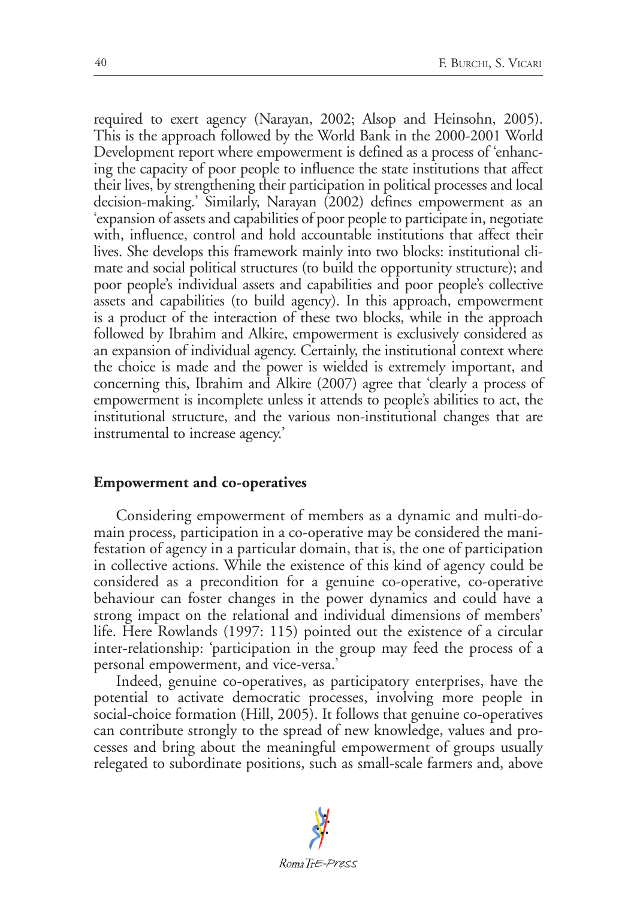required to exert agency (Narayan, 2002; Alsop and Heinsohn, 2005). This is the approach followed by the World Bank in the 2000-2001 World Development report where empowerment is defined as a process of 'enhancing the capacity of poor people to influence the state institutions that affect their lives, by strengthening their participation in political processes and local decision-making.' Similarly, Narayan (2002) defines empowerment as an 'expansion of assets and capabilities of poor people to participate in, negotiate with, influence, control and hold accountable institutions that affect their lives. She develops this framework mainly into two blocks: institutional climate and social political structures (to build the opportunity structure); and poor people's individual assets and capabilities and poor people's collective assets and capabilities (to build agency). In this approach, empowerment is a product of the interaction of these two blocks, while in the approach followed by Ibrahim and Alkire, empowerment is exclusively considered as an expansion of individual agency. Certainly, the institutional context where the choice is made and the power is wielded is extremely important, and concerning this, Ibrahim and Alkire (2007) agree that 'clearly a process of empowerment is incomplete unless it attends to people's abilities to act, the institutional structure, and the various non-institutional changes that are instrumental to increase agency.'

## Empowerment and co-operatives

Considering empowerment of members as a dynamic and multi-domain process, participation in a co-operative may be considered the manifestation of agency in a particular domain, that is, the one of participation in collective actions. While the existence of this kind of agency could be considered as a precondition for a genuine co-operative, co-operative behaviour can foster changes in the power dynamics and could have a strong impact on the relational and individual dimensions of members' life. Here Rowlands (1997: 115) pointed out the existence of a circular inter-relationship: 'participation in the group may feed the process of a personal empowerment, and vice-versa.'

Indeed, genuine co-operatives, as participatory enterprises, have the potential to activate democratic processes, involving more people in social-choice formation (Hill, 2005). It follows that genuine co-operatives can contribute strongly to the spread of new knowledge, values and processes and bring about the meaningful empowerment of groups usually relegated to subordinate positions, such as small-scale farmers and, above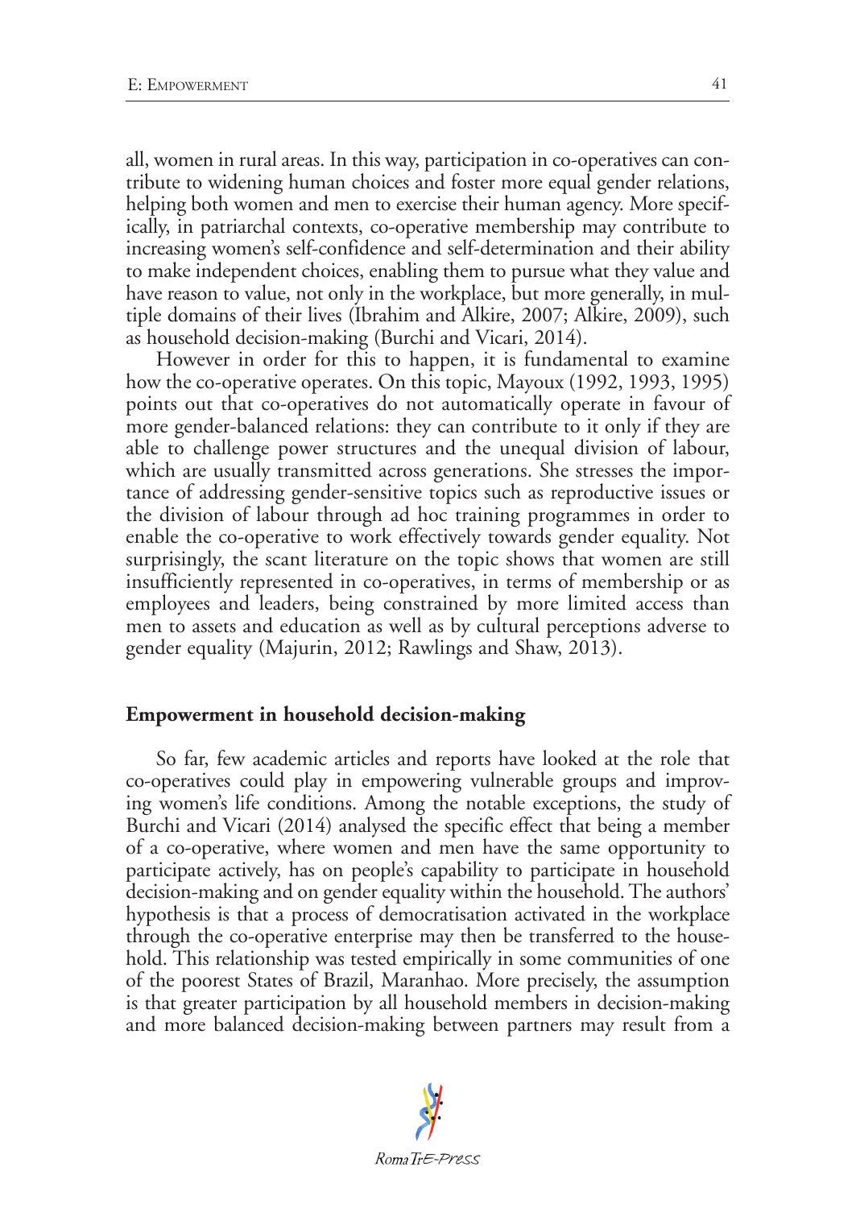all, women in rural areas. In this way, participation in co-operatives can contribute to widening human choices and foster more equal gender relations, helping both women and men to exercise their human agency. More specifically, in patriarchal contexts, co-operative membership may contribute to increasing women's self-confidence and self-determination and their ability to make independent choices, enabling them to pursue what they value and have reason to value, not only in the workplace, but more generally, in multiple domains of their lives (Ibrahim and Alkire, 2007; Alkire, 2009), such as household decision-making (Burchi and Vicari, 2014).

However in order for this to happen, it is fundamental to examine how the co-operative operates. On this topic, Mayoux (1992, 1993, 1995) points out that co-operatives do not automatically operate in favour of more gender-balanced relations: they can contribute to it only if they are able to challenge power structures and the unequal division of labour, which are usually transmitted across generations. She stresses the importance of addressing gender-sensitive topics such as reproductive issues or the division of labour through ad hoc training programmes in order to enable the co-operative to work effectively towards gender equality. Not surprisingly, the scant literature on the topic shows that women are still insufficiently represented in co-operatives, in terms of membership or as employees and leaders, being constrained by more limited access than men to assets and education as well as by cultural perceptions adverse to gender equality (Majurin, 2012; Rawlings and Shaw, 2013).

## Empowerment in household decision-making

So far, few academic articles and reports have looked at the role that co-operatives could play in empowering vulnerable groups and improving women's life conditions. Among the notable exceptions, the study of Burchi and Vicari (2014) analysed the specific effect that being a member of a co-operative, where women and men have the same opportunity to participate actively, has on people's capability to participate in household decision-making and on gender equality within the household. The authors' hypothesis is that a process of democratisation activated in the workplace through the co-operative enterprise may then be transferred to the household. This relationship was tested empirically in some communities of one of the poorest States of Brazil, Maranhao. More precisely, the assumption is that greater participation by all household members in decision-making and more balanced decision-making between partners may result from a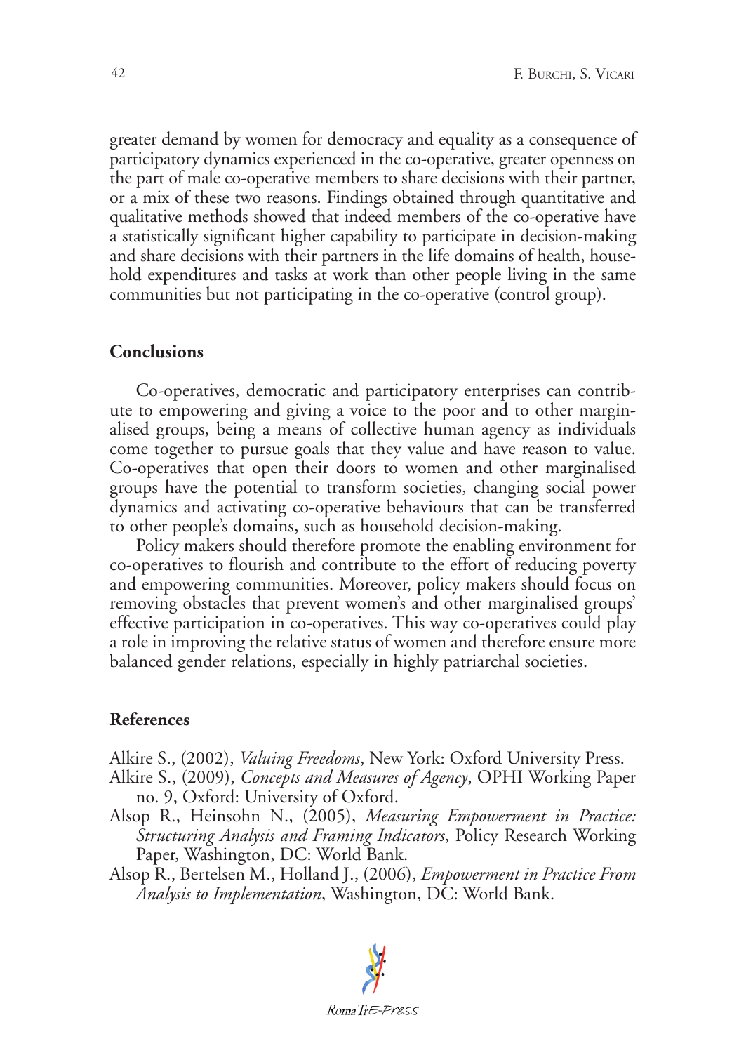greater demand by women for democracy and equality as a consequence of participatory dynamics experienced in the co-operative, greater openness on the part of male co-operative members to share decisions with their partner, or a mix of these two reasons. Findings obtained through quantitative and qualitative methods showed that indeed members of the co-operative have a statistically significant higher capability to participate in decision-making and share decisions with their partners in the life domains of health, household expenditures and tasks at work than other people living in the same communities but not participating in the co-operative (control group).

## Conclusions

Co-operatives, democratic and participatory enterprises can contribute to empowering and giving a voice to the poor and to other marginalised groups, being a means of collective human agency as individuals come together to pursue goals that they value and have reason to value. Co-operatives that open their doors to women and other marginalised groups have the potential to transform societies, changing social power dynamics and activating co-operative behaviours that can be transferred to other people's domains, such as household decision-making.

Policy makers should therefore promote the enabling environment for co-operatives to flourish and contribute to the effort of reducing poverty and empowering communities. Moreover, policy makers should focus on removing obstacles that prevent women's and other marginalised groups' effective participation in co-operatives. This way co-operatives could play a role in improving the relative status of women and therefore ensure more balanced gender relations, especially in highly patriarchal societies.

## References

Alkire S., (2002), *Valuing Freedoms*, New York: Oxford University Press.

Alkire S., (2009), *Concepts and Measures of Agency*, OPHI Working Paper no. 9, Oxford: University of Oxford.

Alsop R., Heinsohn N., (2005), *Measuring Empowerment in Practice: Structuring Analysis and Framing Indicators*, Policy Research Working Paper, Washington, DC: World Bank.

Alsop R., Bertelsen M., Holland J., (2006), *Empowerment in Practice From Analysis to Implementation*, Washington, DC: World Bank.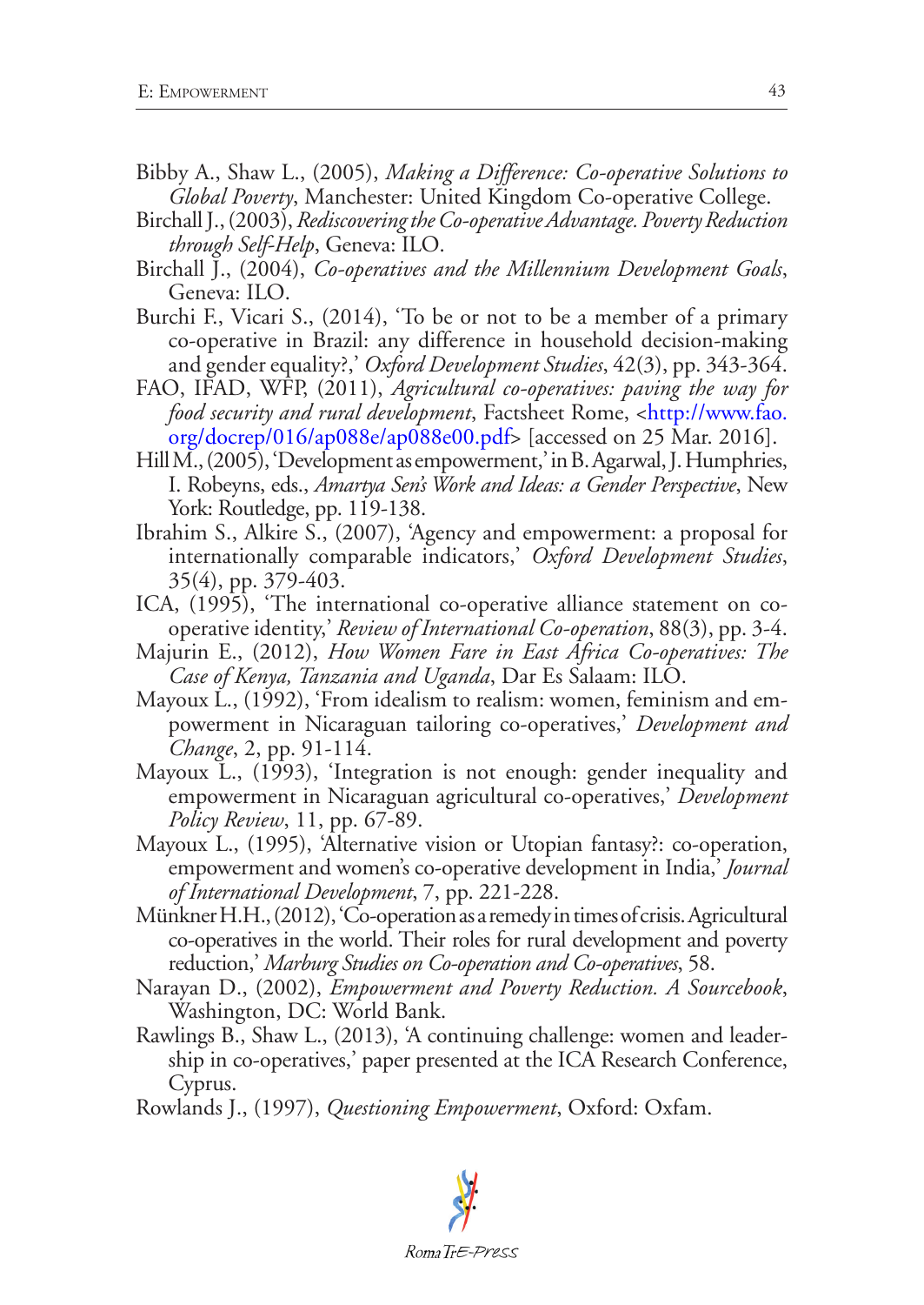Bibby A., Shaw L., (2005), *Making a Difference: Co-operative Solutions to Global Poverty*, Manchester: United Kingdom Co-operative College.

Birchall J., (2003), *Rediscovering the Co-operative Advantage. Poverty Reduction through Self-Help*, Geneva: ILO.

Birchall J., (2004), *Co-operatives and the Millennium Development Goals*, Geneva: ILO.

Burchi F., Vicari S., (2014), 'To be or not to be a member of a primary co-operative in Brazil: any difference in household decision-making and gender equality?,' *Oxford Development Studies*, 42(3), pp. 343-364.

FAO, IFAD, WFP, (2011), *Agricultural co-operatives: paving the way for food security and rural development*, Factsheet Rome, <http://www.fao.org/docrep/016/ap088e/ap088e00.pdf> [accessed on 25 Mar. 2016].

Hill M., (2005), 'Development as empowerment,' in B. Agarwal, J. Humphries, I. Robeyns, eds., *Amartya Sen's Work and Ideas: a Gender Perspective*, New York: Routledge, pp. 119-138.

Ibrahim S., Alkire S., (2007), 'Agency and empowerment: a proposal for internationally comparable indicators,' *Oxford Development Studies*, 35(4), pp. 379-403.

ICA, (1995), 'The international co-operative alliance statement on co-operative identity,' *Review of International Co-operation*, 88(3), pp. 3-4.

Majurin E., (2012), *How Women Fare in East Africa Co-operatives: The Case of Kenya, Tanzania and Uganda*, Dar Es Salaam: ILO.

Mayoux L., (1992), 'From idealism to realism: women, feminism and empowerment in Nicaraguan tailoring co-operatives,' *Development and Change*, 2, pp. 91-114.

Mayoux L., (1993), 'Integration is not enough: gender inequality and empowerment in Nicaraguan agricultural co-operatives,' *Development Policy Review*, 11, pp. 67-89.

Mayoux L., (1995), 'Alternative vision or Utopian fantasy?: co-operation, empowerment and women's co-operative development in India,' *Journal of International Development*, 7, pp. 221-228.

Münkner H.H., (2012), 'Co-operation as a remedy in times of crisis. Agricultural co-operatives in the world. Their roles for rural development and poverty reduction,' *Marburg Studies on Co-operation and Co-operatives*, 58.

Narayan D., (2002), *Empowerment and Poverty Reduction. A Sourcebook*, Washington, DC: World Bank.

Rawlings B., Shaw L., (2013), 'A continuing challenge: women and leadership in co-operatives,' paper presented at the ICA Research Conference, Cyprus.

Rowlands J., (1997), *Questioning Empowerment*, Oxford: Oxfam.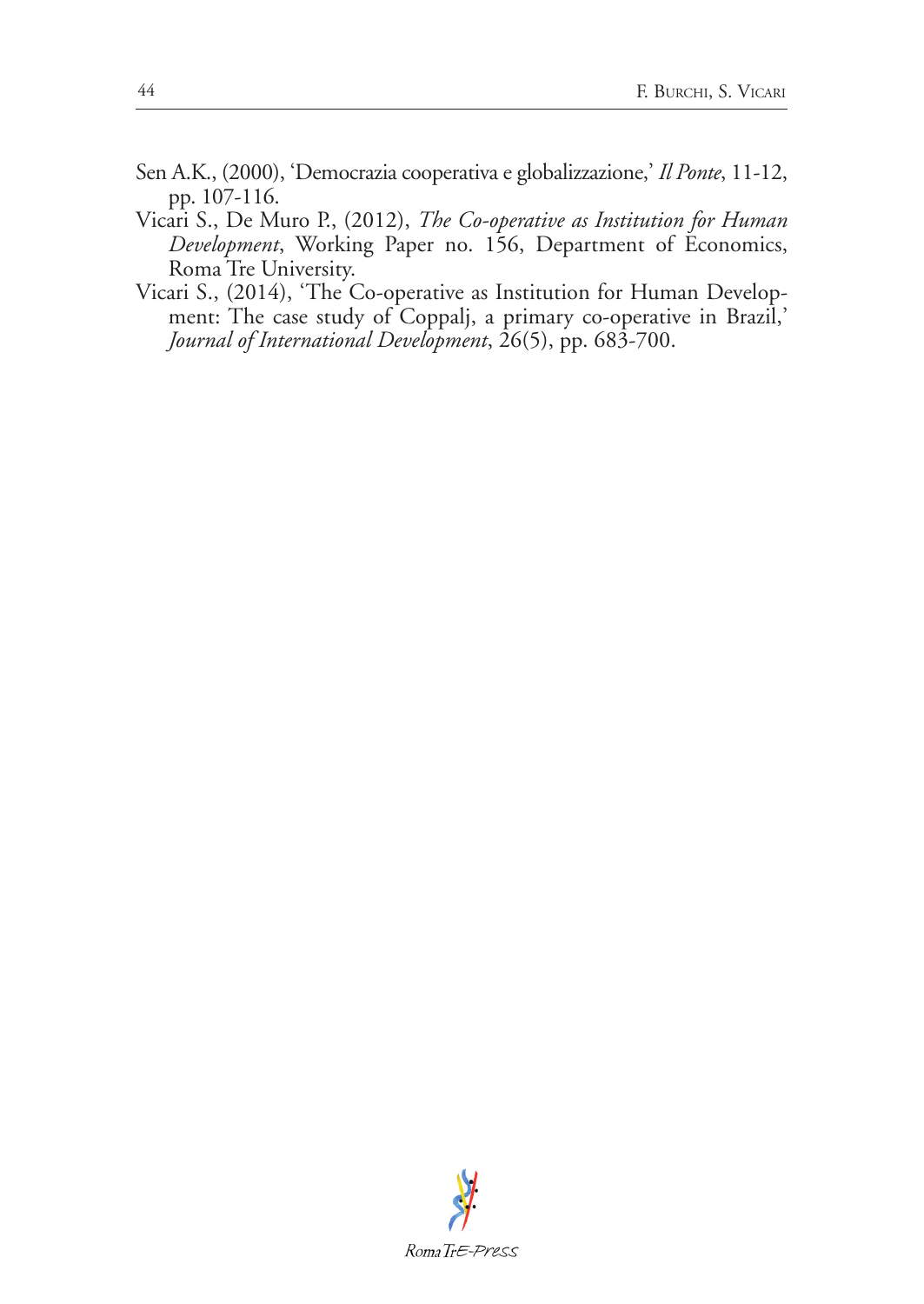Sen A.K., (2000), 'Democrazia cooperativa e globalizzazione,' *Il Ponte*, 11-12, pp. 107-116.

Vicari S., De Muro P., (2012), *The Co-operative as Institution for Human Development*, Working Paper no. 156, Department of Economics, Roma Tre University.

Vicari S., (2014), 'The Co-operative as Institution for Human Development: The case study of Coppalj, a primary co-operative in Brazil,' *Journal of International Development*, 26(5), pp. 683-700.